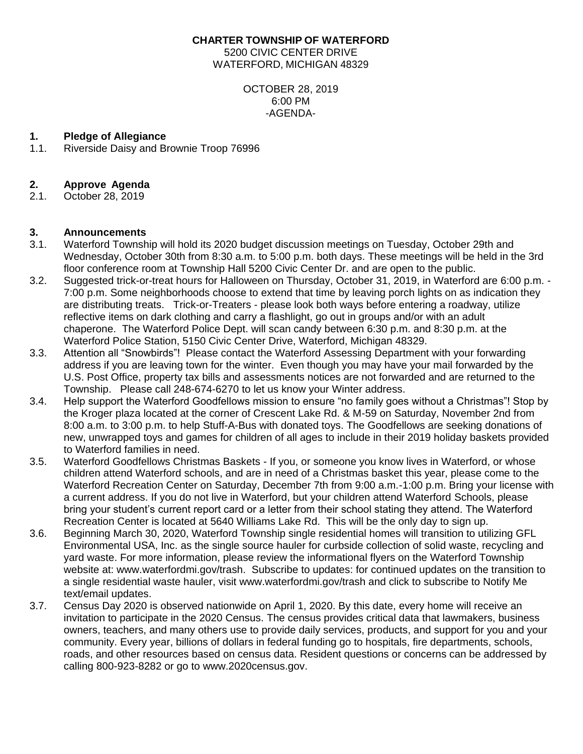**CHARTER TOWNSHIP OF WATERFORD**
5200 CIVIC CENTER DRIVE
WATERFORD, MICHIGAN 48329

OCTOBER 28, 2019
6:00 PM
-AGENDA-

**1. Pledge of Allegiance**

1.1. Riverside Daisy and Brownie Troop 76996

**2. Approve Agenda**

2.1. October 28, 2019

**3. Announcements**

3.1. Waterford Township will hold its 2020 budget discussion meetings on Tuesday, October 29th and Wednesday, October 30th from 8:30 a.m. to 5:00 p.m. both days. These meetings will be held in the 3rd floor conference room at Township Hall 5200 Civic Center Dr. and are open to the public.

3.2. Suggested trick-or-treat hours for Halloween on Thursday, October 31, 2019, in Waterford are 6:00 p.m. - 7:00 p.m. Some neighborhoods choose to extend that time by leaving porch lights on as indication they are distributing treats. Trick-or-Treaters - please look both ways before entering a roadway, utilize reflective items on dark clothing and carry a flashlight, go out in groups and/or with an adult chaperone. The Waterford Police Dept. will scan candy between 6:30 p.m. and 8:30 p.m. at the Waterford Police Station, 5150 Civic Center Drive, Waterford, Michigan 48329.

3.3. Attention all "Snowbirds"! Please contact the Waterford Assessing Department with your forwarding address if you are leaving town for the winter. Even though you may have your mail forwarded by the U.S. Post Office, property tax bills and assessments notices are not forwarded and are returned to the Township. Please call 248-674-6270 to let us know your Winter address.

3.4. Help support the Waterford Goodfellows mission to ensure "no family goes without a Christmas"! Stop by the Kroger plaza located at the corner of Crescent Lake Rd. & M-59 on Saturday, November 2nd from 8:00 a.m. to 3:00 p.m. to help Stuff-A-Bus with donated toys. The Goodfellows are seeking donations of new, unwrapped toys and games for children of all ages to include in their 2019 holiday baskets provided to Waterford families in need.

3.5. Waterford Goodfellows Christmas Baskets - If you, or someone you know lives in Waterford, or whose children attend Waterford schools, and are in need of a Christmas basket this year, please come to the Waterford Recreation Center on Saturday, December 7th from 9:00 a.m.-1:00 p.m. Bring your license with a current address. If you do not live in Waterford, but your children attend Waterford Schools, please bring your student's current report card or a letter from their school stating they attend. The Waterford Recreation Center is located at 5640 Williams Lake Rd. This will be the only day to sign up.

3.6. Beginning March 30, 2020, Waterford Township single residential homes will transition to utilizing GFL Environmental USA, Inc. as the single source hauler for curbside collection of solid waste, recycling and yard waste. For more information, please review the informational flyers on the Waterford Township website at: www.waterfordmi.gov/trash. Subscribe to updates: for continued updates on the transition to a single residential waste hauler, visit www.waterfordmi.gov/trash and click to subscribe to Notify Me text/email updates.

3.7. Census Day 2020 is observed nationwide on April 1, 2020. By this date, every home will receive an invitation to participate in the 2020 Census. The census provides critical data that lawmakers, business owners, teachers, and many others use to provide daily services, products, and support for you and your community. Every year, billions of dollars in federal funding go to hospitals, fire departments, schools, roads, and other resources based on census data. Resident questions or concerns can be addressed by calling 800-923-8282 or go to www.2020census.gov.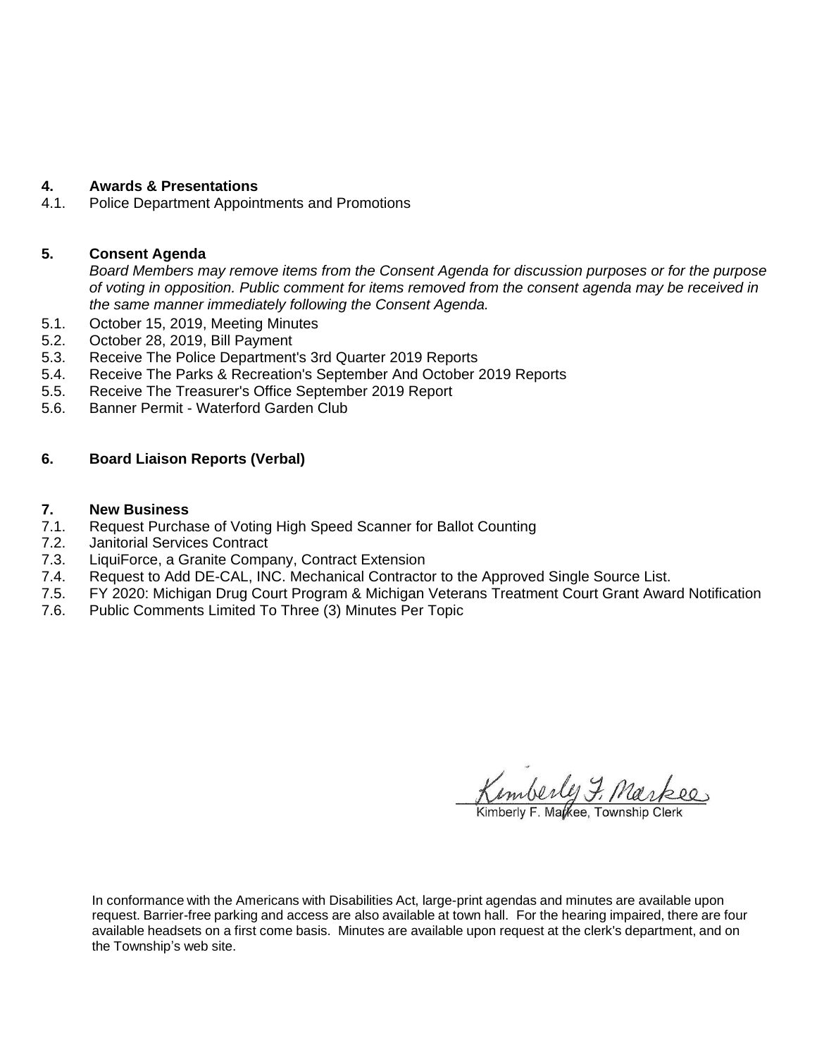## 4. Awards & Presentations

4.1. Police Department Appointments and Promotions

## 5. Consent Agenda

*Board Members may remove items from the Consent Agenda for discussion purposes or for the purpose of voting in opposition. Public comment for items removed from the consent agenda may be received in the same manner immediately following the Consent Agenda.*

5.1. October 15, 2019, Meeting Minutes
5.2. October 28, 2019, Bill Payment
5.3. Receive The Police Department's 3rd Quarter 2019 Reports
5.4. Receive The Parks & Recreation's September And October 2019 Reports
5.5. Receive The Treasurer's Office September 2019 Report
5.6. Banner Permit - Waterford Garden Club

## 6. Board Liaison Reports (Verbal)

## 7. New Business

7.1. Request Purchase of Voting High Speed Scanner for Ballot Counting
7.2. Janitorial Services Contract
7.3. LiquiForce, a Granite Company, Contract Extension
7.4. Request to Add DE-CAL, INC. Mechanical Contractor to the Approved Single Source List.
7.5. FY 2020: Michigan Drug Court Program & Michigan Veterans Treatment Court Grant Award Notification
7.6. Public Comments Limited To Three (3) Minutes Per Topic

Kimberly F. Markee

Kimberly F. Markee, Township Clerk

In conformance with the Americans with Disabilities Act, large-print agendas and minutes are available upon request. Barrier-free parking and access are also available at town hall. For the hearing impaired, there are four available headsets on a first come basis. Minutes are available upon request at the clerk's department, and on the Township's web site.